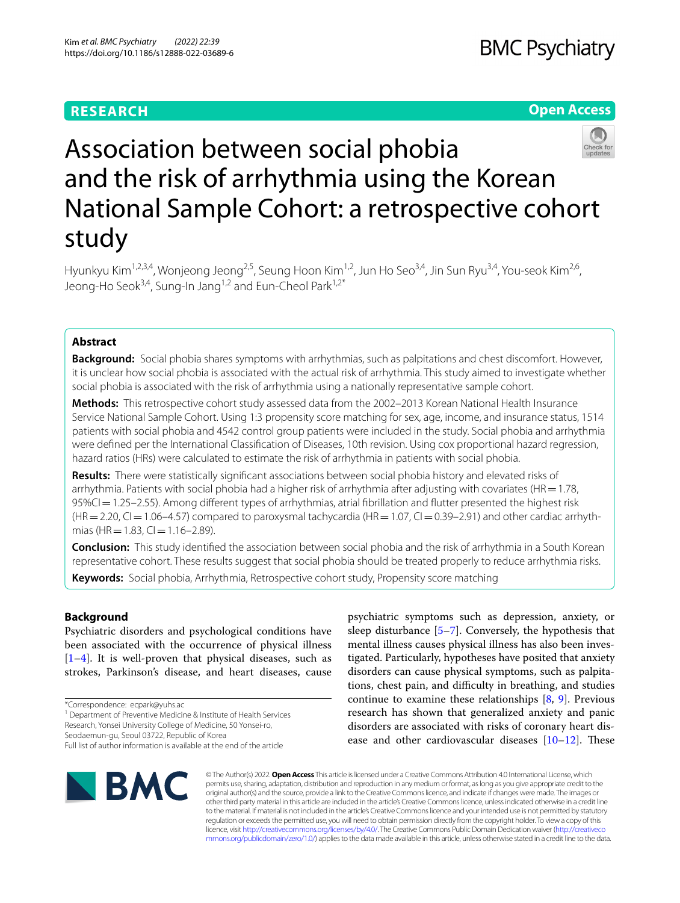RESEARCH

Open Access

# Association between social phobia and the risk of arrhythmia using the Korean National Sample Cohort: a retrospective cohort study

Hyunkyu Kim[1,2,3,4], Wonjeong Jeong[2,5], Seung Hoon Kim[1,2], Jun Ho Seo[3,4], Jin Sun Ryu[3,4], You-seok Kim[2,6], Jeong-Ho Seok[3,4], Sung-In Jang[1,2] and Eun-Cheol Park[1,2*]

## Abstract

**Background:** Social phobia shares symptoms with arrhythmias, such as palpitations and chest discomfort. However, it is unclear how social phobia is associated with the actual risk of arrhythmia. This study aimed to investigate whether social phobia is associated with the risk of arrhythmia using a nationally representative sample cohort.

**Methods:** This retrospective cohort study assessed data from the 2002–2013 Korean National Health Insurance Service National Sample Cohort. Using 1:3 propensity score matching for sex, age, income, and insurance status, 1514 patients with social phobia and 4542 control group patients were included in the study. Social phobia and arrhythmia were defined per the International Classification of Diseases, 10th revision. Using cox proportional hazard regression, hazard ratios (HRs) were calculated to estimate the risk of arrhythmia in patients with social phobia.

**Results:** There were statistically significant associations between social phobia history and elevated risks of arrhythmia. Patients with social phobia had a higher risk of arrhythmia after adjusting with covariates (HR = 1.78, 95%CI = 1.25–2.55). Among different types of arrhythmias, atrial fibrillation and flutter presented the highest risk (HR = 2.20, CI = 1.06–4.57) compared to paroxysmal tachycardia (HR = 1.07, CI = 0.39–2.91) and other cardiac arrhythmias (HR = 1.83, CI = 1.16–2.89).

**Conclusion:** This study identified the association between social phobia and the risk of arrhythmia in a South Korean representative cohort. These results suggest that social phobia should be treated properly to reduce arrhythmia risks.

**Keywords:** Social phobia, Arrhythmia, Retrospective cohort study, Propensity score matching

## Background

Psychiatric disorders and psychological conditions have been associated with the occurrence of physical illness [1–4]. It is well-proven that physical diseases, such as strokes, Parkinson's disease, and heart diseases, cause psychiatric symptoms such as depression, anxiety, or sleep disturbance [5–7]. Conversely, the hypothesis that mental illness causes physical illness has also been investigated. Particularly, hypotheses have posited that anxiety disorders can cause physical symptoms, such as palpitations, chest pain, and difficulty in breathing, and studies continue to examine these relationships [8, 9]. Previous research has shown that generalized anxiety and panic disorders are associated with risks of coronary heart disease and other cardiovascular diseases [10–12]. These

*Correspondence: ecpark@yuhs.ac

[1] Department of Preventive Medicine & Institute of Health Services Research, Yonsei University College of Medicine, 50 Yonsei-ro, Seodaemun-gu, Seoul 03722, Republic of Korea

Full list of author information is available at the end of the article

© The Author(s) 2022. **Open Access** This article is licensed under a Creative Commons Attribution 4.0 International License, which permits use, sharing, adaptation, distribution and reproduction in any medium or format, as long as you give appropriate credit to the original author(s) and the source, provide a link to the Creative Commons licence, and indicate if changes were made. The images or other third party material in this article are included in the article's Creative Commons licence, unless indicated otherwise in a credit line to the material. If material is not included in the article's Creative Commons licence and your intended use is not permitted by statutory regulation or exceeds the permitted use, you will need to obtain permission directly from the copyright holder. To view a copy of this licence, visit http://creativecommons.org/licenses/by/4.0/. The Creative Commons Public Domain Dedication waiver (http://creativecommons.org/publicdomain/zero/1.0/) applies to the data made available in this article, unless otherwise stated in a credit line to the data.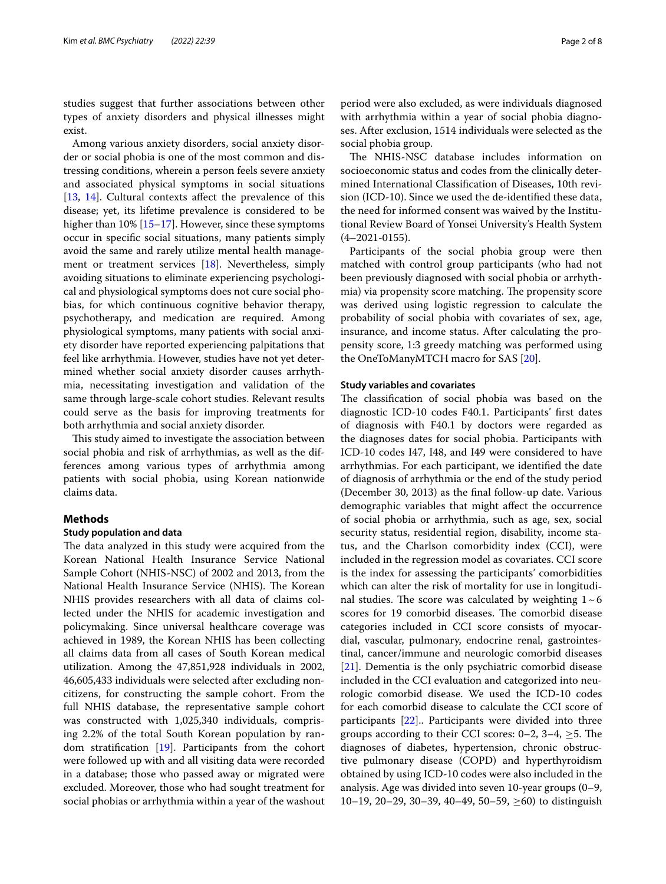studies suggest that further associations between other types of anxiety disorders and physical illnesses might exist.

Among various anxiety disorders, social anxiety disorder or social phobia is one of the most common and distressing conditions, wherein a person feels severe anxiety and associated physical symptoms in social situations [13, 14]. Cultural contexts affect the prevalence of this disease; yet, its lifetime prevalence is considered to be higher than 10% [15–17]. However, since these symptoms occur in specific social situations, many patients simply avoid the same and rarely utilize mental health management or treatment services [18]. Nevertheless, simply avoiding situations to eliminate experiencing psychological and physiological symptoms does not cure social phobias, for which continuous cognitive behavior therapy, psychotherapy, and medication are required. Among physiological symptoms, many patients with social anxiety disorder have reported experiencing palpitations that feel like arrhythmia. However, studies have not yet determined whether social anxiety disorder causes arrhythmia, necessitating investigation and validation of the same through large-scale cohort studies. Relevant results could serve as the basis for improving treatments for both arrhythmia and social anxiety disorder.

This study aimed to investigate the association between social phobia and risk of arrhythmias, as well as the differences among various types of arrhythmia among patients with social phobia, using Korean nationwide claims data.

## Methods

### Study population and data

The data analyzed in this study were acquired from the Korean National Health Insurance Service National Sample Cohort (NHIS-NSC) of 2002 and 2013, from the National Health Insurance Service (NHIS). The Korean NHIS provides researchers with all data of claims collected under the NHIS for academic investigation and policymaking. Since universal healthcare coverage was achieved in 1989, the Korean NHIS has been collecting all claims data from all cases of South Korean medical utilization. Among the 47,851,928 individuals in 2002, 46,605,433 individuals were selected after excluding noncitizens, for constructing the sample cohort. From the full NHIS database, the representative sample cohort was constructed with 1,025,340 individuals, comprising 2.2% of the total South Korean population by random stratification [19]. Participants from the cohort were followed up with and all visiting data were recorded in a database; those who passed away or migrated were excluded. Moreover, those who had sought treatment for social phobias or arrhythmia within a year of the washout period were also excluded, as were individuals diagnosed with arrhythmia within a year of social phobia diagnoses. After exclusion, 1514 individuals were selected as the social phobia group.

The NHIS-NSC database includes information on socioeconomic status and codes from the clinically determined International Classification of Diseases, 10th revision (ICD-10). Since we used the de-identified these data, the need for informed consent was waived by the Institutional Review Board of Yonsei University's Health System (4–2021-0155).

Participants of the social phobia group were then matched with control group participants (who had not been previously diagnosed with social phobia or arrhythmia) via propensity score matching. The propensity score was derived using logistic regression to calculate the probability of social phobia with covariates of sex, age, insurance, and income status. After calculating the propensity score, 1:3 greedy matching was performed using the OneToManyMTCH macro for SAS [20].

### Study variables and covariates

The classification of social phobia was based on the diagnostic ICD-10 codes F40.1. Participants' first dates of diagnosis with F40.1 by doctors were regarded as the diagnoses dates for social phobia. Participants with ICD-10 codes I47, I48, and I49 were considered to have arrhythmias. For each participant, we identified the date of diagnosis of arrhythmia or the end of the study period (December 30, 2013) as the final follow-up date. Various demographic variables that might affect the occurrence of social phobia or arrhythmia, such as age, sex, social security status, residential region, disability, income status, and the Charlson comorbidity index (CCI), were included in the regression model as covariates. CCI score is the index for assessing the participants' comorbidities which can alter the risk of mortality for use in longitudinal studies. The score was calculated by weighting $1\sim6$ scores for 19 comorbid diseases. The comorbid disease categories included in CCI score consists of myocardial, vascular, pulmonary, endocrine renal, gastrointestinal, cancer/immune and neurologic comorbid diseases [21]. Dementia is the only psychiatric comorbid disease included in the CCI evaluation and categorized into neurologic comorbid disease. We used the ICD-10 codes for each comorbid disease to calculate the CCI score of participants [22].. Participants were divided into three groups according to their CCI scores: 0–2, 3–4, ≥5. The diagnoses of diabetes, hypertension, chronic obstructive pulmonary disease (COPD) and hyperthyroidism obtained by using ICD-10 codes were also included in the analysis. Age was divided into seven 10-year groups (0–9, 10–19, 20–29, 30–39, 40–49, 50–59, ≥60) to distinguish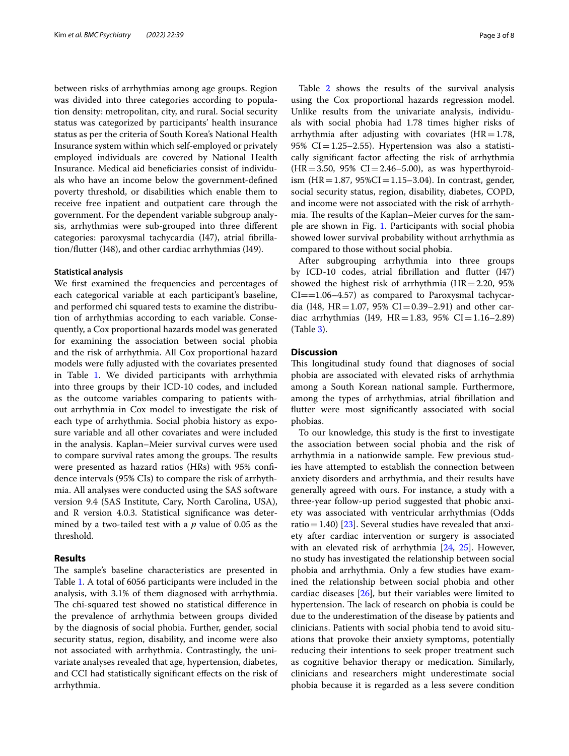between risks of arrhythmias among age groups. Region was divided into three categories according to population density: metropolitan, city, and rural. Social security status was categorized by participants' health insurance status as per the criteria of South Korea's National Health Insurance system within which self-employed or privately employed individuals are covered by National Health Insurance. Medical aid beneficiaries consist of individuals who have an income below the government-defined poverty threshold, or disabilities which enable them to receive free inpatient and outpatient care through the government. For the dependent variable subgroup analysis, arrhythmias were sub-grouped into three different categories: paroxysmal tachycardia (I47), atrial fibrillation/flutter (I48), and other cardiac arrhythmias (I49).

### Statistical analysis

We first examined the frequencies and percentages of each categorical variable at each participant's baseline, and performed chi squared tests to examine the distribution of arrhythmias according to each variable. Consequently, a Cox proportional hazards model was generated for examining the association between social phobia and the risk of arrhythmia. All Cox proportional hazard models were fully adjusted with the covariates presented in Table 1. We divided participants with arrhythmia into three groups by their ICD-10 codes, and included as the outcome variables comparing to patients without arrhythmia in Cox model to investigate the risk of each type of arrhythmia. Social phobia history as exposure variable and all other covariates and were included in the analysis. Kaplan–Meier survival curves were used to compare survival rates among the groups. The results were presented as hazard ratios (HRs) with 95% confidence intervals (95% CIs) to compare the risk of arrhythmia. All analyses were conducted using the SAS software version 9.4 (SAS Institute, Cary, North Carolina, USA), and R version 4.0.3. Statistical significance was determined by a two-tailed test with a $p$ value of 0.05 as the threshold.

## Results

The sample's baseline characteristics are presented in Table 1. A total of 6056 participants were included in the analysis, with 3.1% of them diagnosed with arrhythmia. The chi-squared test showed no statistical difference in the prevalence of arrhythmia between groups divided by the diagnosis of social phobia. Further, gender, social security status, region, disability, and income were also not associated with arrhythmia. Contrastingly, the univariate analyses revealed that age, hypertension, diabetes, and CCI had statistically significant effects on the risk of arrhythmia.

Table 2 shows the results of the survival analysis using the Cox proportional hazards regression model. Unlike results from the univariate analysis, individuals with social phobia had 1.78 times higher risks of arrhythmia after adjusting with covariates (HR = 1.78, 95% CI = 1.25–2.55). Hypertension was also a statistically significant factor affecting the risk of arrhythmia (HR = 3.50, 95% CI = 2.46–5.00), as was hyperthyroidism (HR = 1.87, 95%CI = 1.15–3.04). In contrast, gender, social security status, region, disability, diabetes, COPD, and income were not associated with the risk of arrhythmia. The results of the Kaplan–Meier curves for the sample are shown in Fig. 1. Participants with social phobia showed lower survival probability without arrhythmia as compared to those without social phobia.

After subgrouping arrhythmia into three groups by ICD-10 codes, atrial fibrillation and flutter (I47) showed the highest risk of arrhythmia (HR = 2.20, 95% CI == 1.06–4.57) as compared to Paroxysmal tachycardia (I48, HR = 1.07, 95% CI = 0.39–2.91) and other cardiac arrhythmias (I49, HR = 1.83, 95% CI = 1.16–2.89) (Table 3).

## Discussion

This longitudinal study found that diagnoses of social phobia are associated with elevated risks of arrhythmia among a South Korean national sample. Furthermore, among the types of arrhythmias, atrial fibrillation and flutter were most significantly associated with social phobias.

To our knowledge, this study is the first to investigate the association between social phobia and the risk of arrhythmia in a nationwide sample. Few previous studies have attempted to establish the connection between anxiety disorders and arrhythmia, and their results have generally agreed with ours. For instance, a study with a three-year follow-up period suggested that phobic anxiety was associated with ventricular arrhythmias (Odds ratio = 1.40) [23]. Several studies have revealed that anxiety after cardiac intervention or surgery is associated with an elevated risk of arrhythmia [24, 25]. However, no study has investigated the relationship between social phobia and arrhythmia. Only a few studies have examined the relationship between social phobia and other cardiac diseases [26], but their variables were limited to hypertension. The lack of research on phobia is could be due to the underestimation of the disease by patients and clinicians. Patients with social phobia tend to avoid situations that provoke their anxiety symptoms, potentially reducing their intentions to seek proper treatment such as cognitive behavior therapy or medication. Similarly, clinicians and researchers might underestimate social phobia because it is regarded as a less severe condition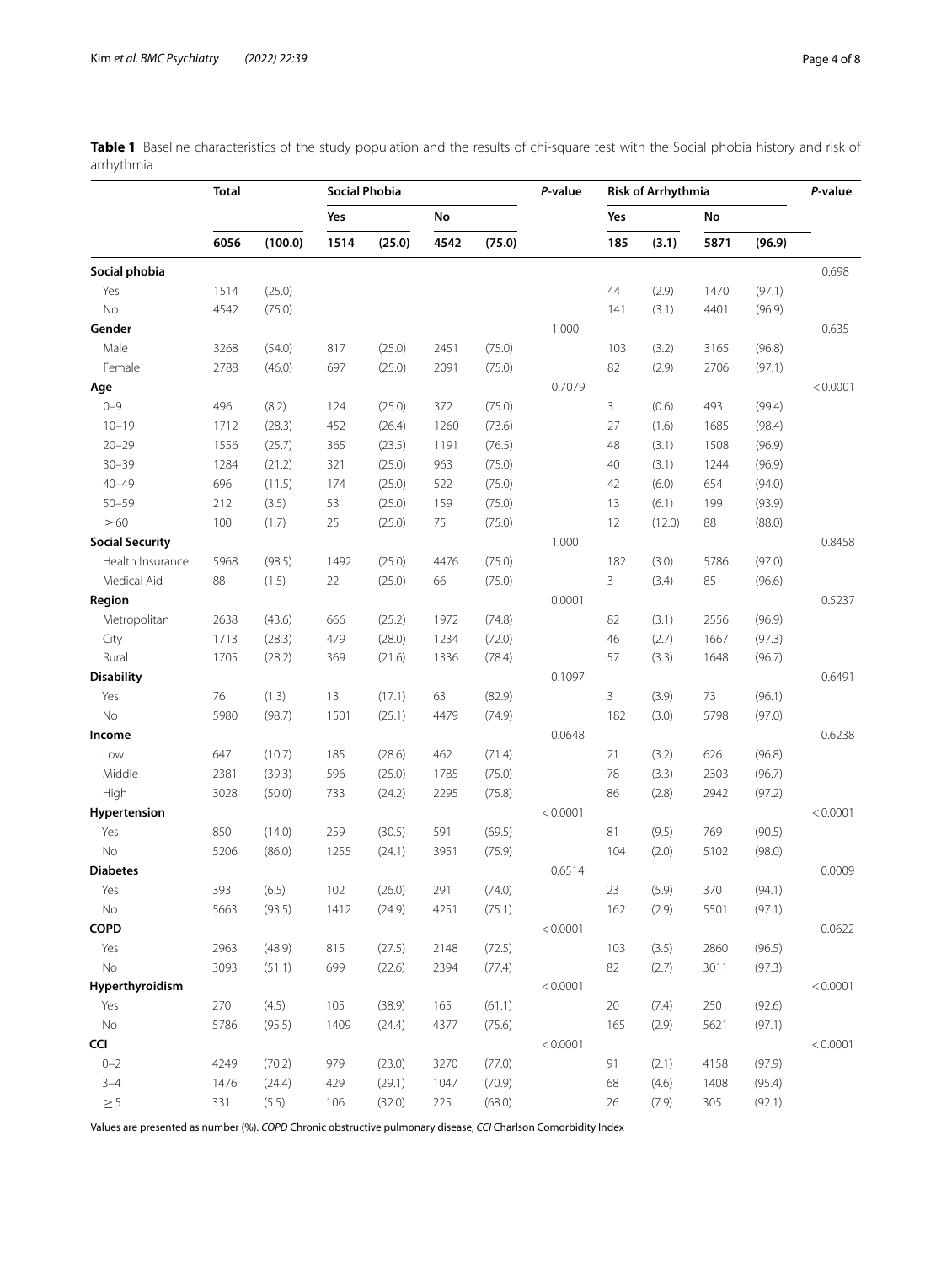**Table 1** Baseline characteristics of the study population and the results of chi-square test with the Social phobia history and risk of arrhythmia

| | Total | | Social Phobia | | | | *P*-value | Risk of Arrhythmia | | | | *P*-value |
|---|---|---|---|---|---|---|---|---|---|---|---|---|
| | | | Yes | | No | | | Yes | | No | | |
| | **6056** | **(100.0)** | **1514** | **(25.0)** | **4542** | **(75.0)** | | **185** | **(3.1)** | **5871** | **(96.9)** | |
| **Social phobia** | | | | | | | | | | | | 0.698 |
| Yes | 1514 | (25.0) | | | | | | 44 | (2.9) | 1470 | (97.1) | |
| No | 4542 | (75.0) | | | | | | 141 | (3.1) | 4401 | (96.9) | |
| **Gender** | | | | | | | 1.000 | | | | | 0.635 |
| Male | 3268 | (54.0) | 817 | (25.0) | 2451 | (75.0) | | 103 | (3.2) | 3165 | (96.8) | |
| Female | 2788 | (46.0) | 697 | (25.0) | 2091 | (75.0) | | 82 | (2.9) | 2706 | (97.1) | |
| **Age** | | | | | | | 0.7079 | | | | | < 0.0001 |
| 0–9 | 496 | (8.2) | 124 | (25.0) | 372 | (75.0) | | 3 | (0.6) | 493 | (99.4) | |
| 10–19 | 1712 | (28.3) | 452 | (26.4) | 1260 | (73.6) | | 27 | (1.6) | 1685 | (98.4) | |
| 20–29 | 1556 | (25.7) | 365 | (23.5) | 1191 | (76.5) | | 48 | (3.1) | 1508 | (96.9) | |
| 30–39 | 1284 | (21.2) | 321 | (25.0) | 963 | (75.0) | | 40 | (3.1) | 1244 | (96.9) | |
| 40–49 | 696 | (11.5) | 174 | (25.0) | 522 | (75.0) | | 42 | (6.0) | 654 | (94.0) | |
| 50–59 | 212 | (3.5) | 53 | (25.0) | 159 | (75.0) | | 13 | (6.1) | 199 | (93.9) | |
| ≥ 60 | 100 | (1.7) | 25 | (25.0) | 75 | (75.0) | | 12 | (12.0) | 88 | (88.0) | |
| **Social Security** | | | | | | | 1.000 | | | | | 0.8458 |
| Health Insurance | 5968 | (98.5) | 1492 | (25.0) | 4476 | (75.0) | | 182 | (3.0) | 5786 | (97.0) | |
| Medical Aid | 88 | (1.5) | 22 | (25.0) | 66 | (75.0) | | 3 | (3.4) | 85 | (96.6) | |
| **Region** | | | | | | | 0.0001 | | | | | 0.5237 |
| Metropolitan | 2638 | (43.6) | 666 | (25.2) | 1972 | (74.8) | | 82 | (3.1) | 2556 | (96.9) | |
| City | 1713 | (28.3) | 479 | (28.0) | 1234 | (72.0) | | 46 | (2.7) | 1667 | (97.3) | |
| Rural | 1705 | (28.2) | 369 | (21.6) | 1336 | (78.4) | | 57 | (3.3) | 1648 | (96.7) | |
| **Disability** | | | | | | | 0.1097 | | | | | 0.6491 |
| Yes | 76 | (1.3) | 13 | (17.1) | 63 | (82.9) | | 3 | (3.9) | 73 | (96.1) | |
| No | 5980 | (98.7) | 1501 | (25.1) | 4479 | (74.9) | | 182 | (3.0) | 5798 | (97.0) | |
| **Income** | | | | | | | 0.0648 | | | | | 0.6238 |
| Low | 647 | (10.7) | 185 | (28.6) | 462 | (71.4) | | 21 | (3.2) | 626 | (96.8) | |
| Middle | 2381 | (39.3) | 596 | (25.0) | 1785 | (75.0) | | 78 | (3.3) | 2303 | (96.7) | |
| High | 3028 | (50.0) | 733 | (24.2) | 2295 | (75.8) | | 86 | (2.8) | 2942 | (97.2) | |
| **Hypertension** | | | | | | | < 0.0001 | | | | | < 0.0001 |
| Yes | 850 | (14.0) | 259 | (30.5) | 591 | (69.5) | | 81 | (9.5) | 769 | (90.5) | |
| No | 5206 | (86.0) | 1255 | (24.1) | 3951 | (75.9) | | 104 | (2.0) | 5102 | (98.0) | |
| **Diabetes** | | | | | | | 0.6514 | | | | | 0.0009 |
| Yes | 393 | (6.5) | 102 | (26.0) | 291 | (74.0) | | 23 | (5.9) | 370 | (94.1) | |
| No | 5663 | (93.5) | 1412 | (24.9) | 4251 | (75.1) | | 162 | (2.9) | 5501 | (97.1) | |
| **COPD** | | | | | | | < 0.0001 | | | | | 0.0622 |
| Yes | 2963 | (48.9) | 815 | (27.5) | 2148 | (72.5) | | 103 | (3.5) | 2860 | (96.5) | |
| No | 3093 | (51.1) | 699 | (22.6) | 2394 | (77.4) | | 82 | (2.7) | 3011 | (97.3) | |
| **Hyperthyroidism** | | | | | | | < 0.0001 | | | | | < 0.0001 |
| Yes | 270 | (4.5) | 105 | (38.9) | 165 | (61.1) | | 20 | (7.4) | 250 | (92.6) | |
| No | 5786 | (95.5) | 1409 | (24.4) | 4377 | (75.6) | | 165 | (2.9) | 5621 | (97.1) | |
| **CCI** | | | | | | | < 0.0001 | | | | | < 0.0001 |
| 0–2 | 4249 | (70.2) | 979 | (23.0) | 3270 | (77.0) | | 91 | (2.1) | 4158 | (97.9) | |
| 3–4 | 1476 | (24.4) | 429 | (29.1) | 1047 | (70.9) | | 68 | (4.6) | 1408 | (95.4) | |
| ≥ 5 | 331 | (5.5) | 106 | (32.0) | 225 | (68.0) | | 26 | (7.9) | 305 | (92.1) | |

Values are presented as number (%). *COPD* Chronic obstructive pulmonary disease, *CCI* Charlson Comorbidity Index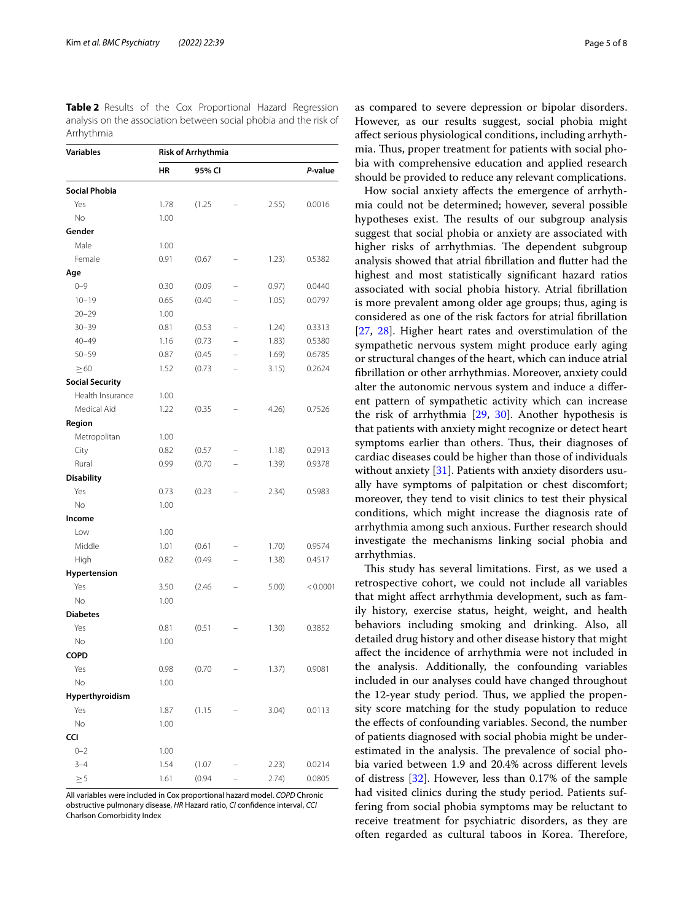**Table 2** Results of the Cox Proportional Hazard Regression analysis on the association between social phobia and the risk of Arrhythmia

| Variables | Risk of Arrhythmia | | |
|---|---|---|---|
| | HR | 95% CI | *P*-value |
| **Social Phobia** | | | |
| Yes | 1.78 | (1.25 – 2.55) | 0.0016 |
| No | 1.00 | | |
| **Gender** | | | |
| Male | 1.00 | | |
| Female | 0.91 | (0.67 – 1.23) | 0.5382 |
| **Age** | | | |
| 0–9 | 0.30 | (0.09 – 0.97) | 0.0440 |
| 10–19 | 0.65 | (0.40 – 1.05) | 0.0797 |
| 20–29 | 1.00 | | |
| 30–39 | 0.81 | (0.53 – 1.24) | 0.3313 |
| 40–49 | 1.16 | (0.73 – 1.83) | 0.5380 |
| 50–59 | 0.87 | (0.45 – 1.69) | 0.6785 |
| ≥ 60 | 1.52 | (0.73 – 3.15) | 0.2624 |
| **Social Security** | | | |
| Health Insurance | 1.00 | | |
| Medical Aid | 1.22 | (0.35 – 4.26) | 0.7526 |
| **Region** | | | |
| Metropolitan | 1.00 | | |
| City | 0.82 | (0.57 – 1.18) | 0.2913 |
| Rural | 0.99 | (0.70 – 1.39) | 0.9378 |
| **Disability** | | | |
| Yes | 0.73 | (0.23 – 2.34) | 0.5983 |
| No | 1.00 | | |
| **Income** | | | |
| Low | 1.00 | | |
| Middle | 1.01 | (0.61 – 1.70) | 0.9574 |
| High | 0.82 | (0.49 – 1.38) | 0.4517 |
| **Hypertension** | | | |
| Yes | 3.50 | (2.46 – 5.00) | < 0.0001 |
| No | 1.00 | | |
| **Diabetes** | | | |
| Yes | 0.81 | (0.51 – 1.30) | 0.3852 |
| No | 1.00 | | |
| **COPD** | | | |
| Yes | 0.98 | (0.70 – 1.37) | 0.9081 |
| No | 1.00 | | |
| **Hyperthyroidism** | | | |
| Yes | 1.87 | (1.15 – 3.04) | 0.0113 |
| No | 1.00 | | |
| **CCI** | | | |
| 0–2 | 1.00 | | |
| 3–4 | 1.54 | (1.07 – 2.23) | 0.0214 |
| ≥ 5 | 1.61 | (0.94 – 2.74) | 0.0805 |

All variables were included in Cox proportional hazard model. *COPD* Chronic obstructive pulmonary disease, *HR* Hazard ratio, *CI* confidence interval, *CCI* Charlson Comorbidity Index

as compared to severe depression or bipolar disorders. However, as our results suggest, social phobia might affect serious physiological conditions, including arrhythmia. Thus, proper treatment for patients with social phobia with comprehensive education and applied research should be provided to reduce any relevant complications.

How social anxiety affects the emergence of arrhythmia could not be determined; however, several possible hypotheses exist. The results of our subgroup analysis suggest that social phobia or anxiety are associated with higher risks of arrhythmias. The dependent subgroup analysis showed that atrial fibrillation and flutter had the highest and most statistically significant hazard ratios associated with social phobia history. Atrial fibrillation is more prevalent among older age groups; thus, aging is considered as one of the risk factors for atrial fibrillation [27, 28]. Higher heart rates and overstimulation of the sympathetic nervous system might produce early aging or structural changes of the heart, which can induce atrial fibrillation or other arrhythmias. Moreover, anxiety could alter the autonomic nervous system and induce a different pattern of sympathetic activity which can increase the risk of arrhythmia [29, 30]. Another hypothesis is that patients with anxiety might recognize or detect heart symptoms earlier than others. Thus, their diagnoses of cardiac diseases could be higher than those of individuals without anxiety [31]. Patients with anxiety disorders usually have symptoms of palpitation or chest discomfort; moreover, they tend to visit clinics to test their physical conditions, which might increase the diagnosis rate of arrhythmia among such anxious. Further research should investigate the mechanisms linking social phobia and arrhythmias.

This study has several limitations. First, as we used a retrospective cohort, we could not include all variables that might affect arrhythmia development, such as family history, exercise status, height, weight, and health behaviors including smoking and drinking. Also, all detailed drug history and other disease history that might affect the incidence of arrhythmia were not included in the analysis. Additionally, the confounding variables included in our analyses could have changed throughout the 12-year study period. Thus, we applied the propensity score matching for the study population to reduce the effects of confounding variables. Second, the number of patients diagnosed with social phobia might be underestimated in the analysis. The prevalence of social phobia varied between 1.9 and 20.4% across different levels of distress [32]. However, less than 0.17% of the sample had visited clinics during the study period. Patients suffering from social phobia symptoms may be reluctant to receive treatment for psychiatric disorders, as they are often regarded as cultural taboos in Korea. Therefore,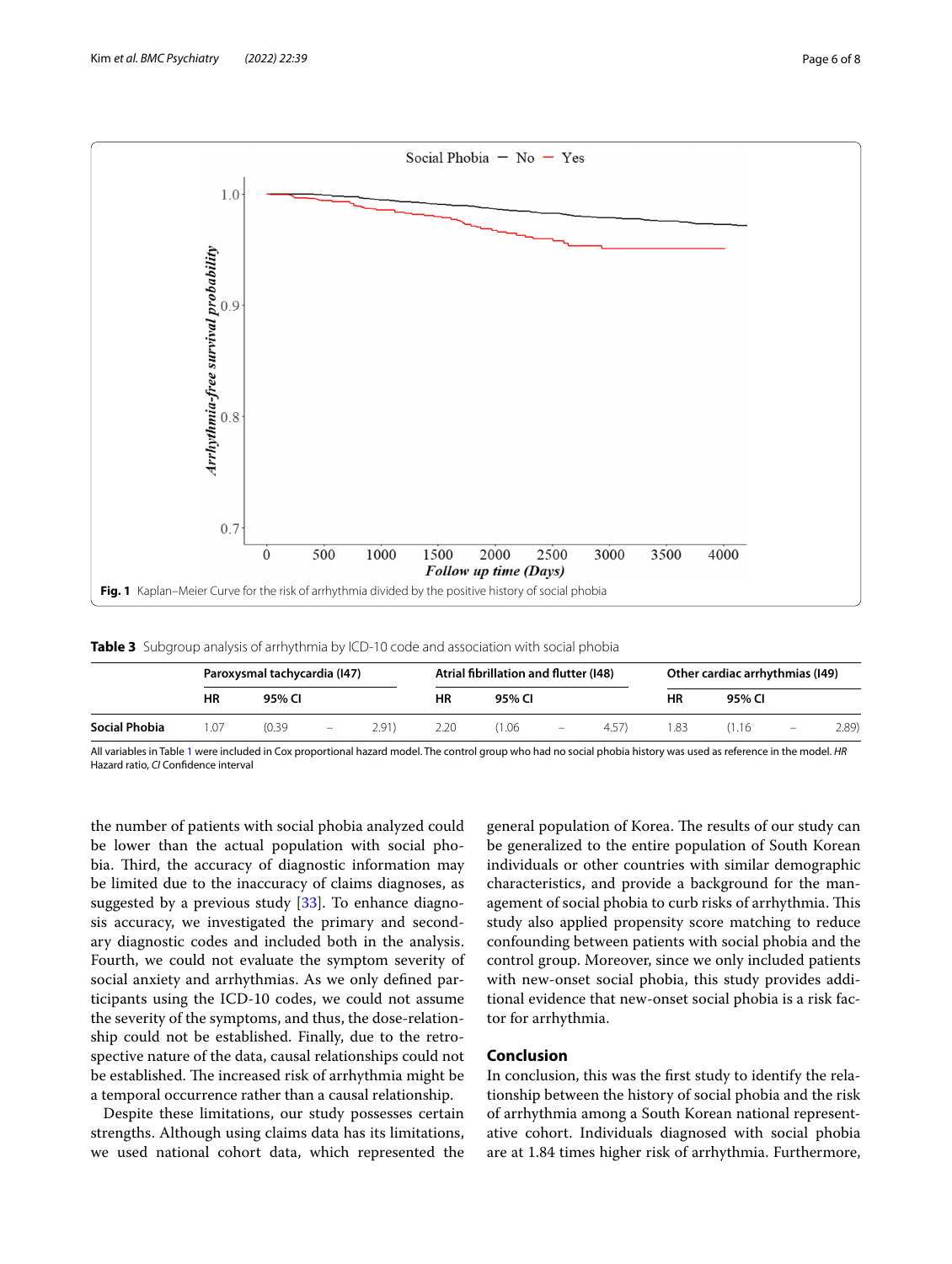Fig. 1 Kaplan–Meier Curve for the risk of arrhythmia divided by the positive history of social phobia

**Table 3** Subgroup analysis of arrhythmia by ICD-10 code and association with social phobia

| | Paroxysmal tachycardia (I47) | | Atrial fibrillation and flutter (I48) | | Other cardiac arrhythmias (I49) | |
|---|---|---|---|---|---|---|
| | HR | 95% CI | HR | 95% CI | HR | 95% CI |
| **Social Phobia** | 1.07 | (0.39 – 2.91) | 2.20 | (1.06 – 4.57) | 1.83 | (1.16 – 2.89) |

All variables in Table 1 were included in Cox proportional hazard model. The control group who had no social phobia history was used as reference in the model. *HR* Hazard ratio, *CI* Confidence interval

the number of patients with social phobia analyzed could be lower than the actual population with social phobia. Third, the accuracy of diagnostic information may be limited due to the inaccuracy of claims diagnoses, as suggested by a previous study [33]. To enhance diagnosis accuracy, we investigated the primary and secondary diagnostic codes and included both in the analysis. Fourth, we could not evaluate the symptom severity of social anxiety and arrhythmias. As we only defined participants using the ICD-10 codes, we could not assume the severity of the symptoms, and thus, the dose-relationship could not be established. Finally, due to the retrospective nature of the data, causal relationships could not be established. The increased risk of arrhythmia might be a temporal occurrence rather than a causal relationship.

Despite these limitations, our study possesses certain strengths. Although using claims data has its limitations, we used national cohort data, which represented the general population of Korea. The results of our study can be generalized to the entire population of South Korean individuals or other countries with similar demographic characteristics, and provide a background for the management of social phobia to curb risks of arrhythmia. This study also applied propensity score matching to reduce confounding between patients with social phobia and the control group. Moreover, since we only included patients with new-onset social phobia, this study provides additional evidence that new-onset social phobia is a risk factor for arrhythmia.

## Conclusion

In conclusion, this was the first study to identify the relationship between the history of social phobia and the risk of arrhythmia among a South Korean national representative cohort. Individuals diagnosed with social phobia are at 1.84 times higher risk of arrhythmia. Furthermore,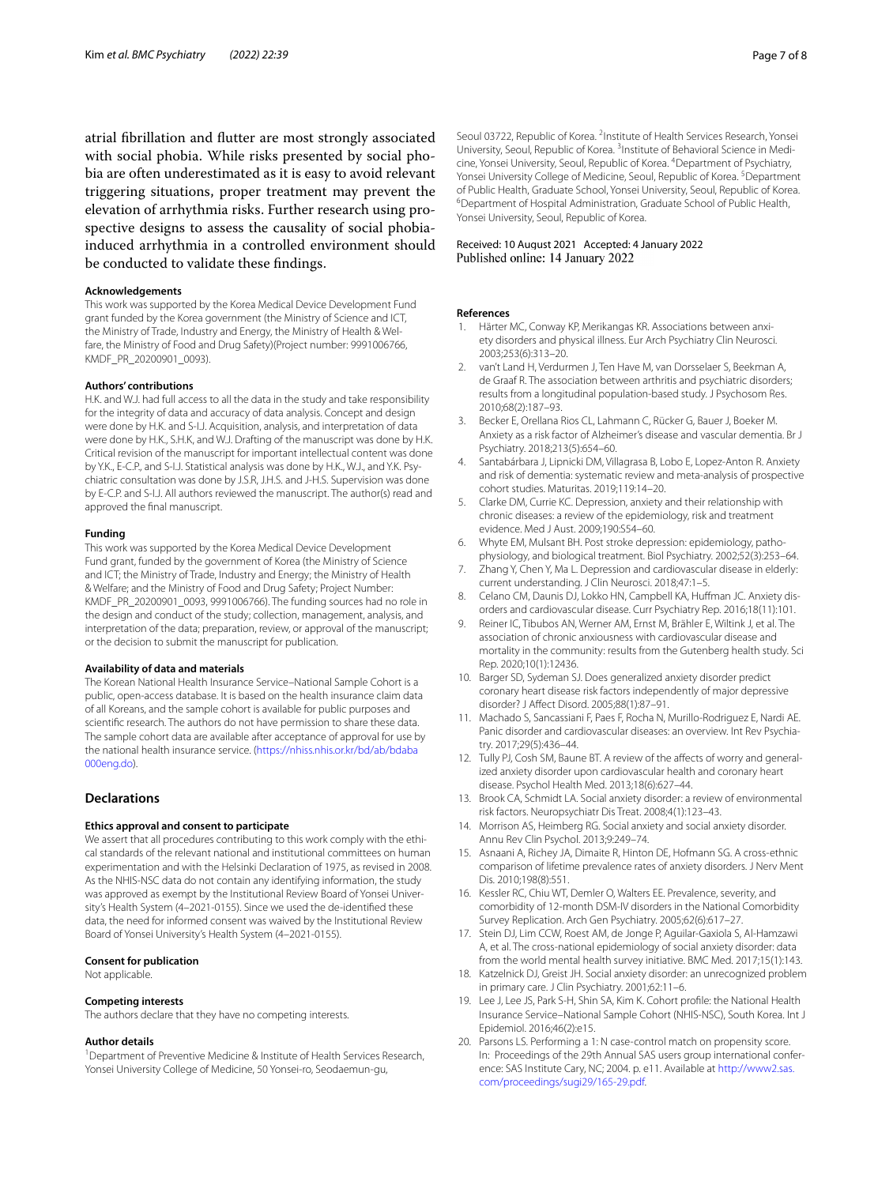atrial fibrillation and flutter are most strongly associated with social phobia. While risks presented by social phobia are often underestimated as it is easy to avoid relevant triggering situations, proper treatment may prevent the elevation of arrhythmia risks. Further research using prospective designs to assess the causality of social phobia-induced arrhythmia in a controlled environment should be conducted to validate these findings.

#### Acknowledgements

This work was supported by the Korea Medical Device Development Fund grant funded by the Korea government (the Ministry of Science and ICT, the Ministry of Trade, Industry and Energy, the Ministry of Health & Welfare, the Ministry of Food and Drug Safety)(Project number: 9991006766, KMDF_PR_20200901_0093).

#### Authors' contributions

H.K. and W.J. had full access to all the data in the study and take responsibility for the integrity of data and accuracy of data analysis. Concept and design were done by H.K. and S-I.J. Acquisition, analysis, and interpretation of data were done by H.K., S.H.K, and W.J. Drafting of the manuscript was done by H.K. Critical revision of the manuscript for important intellectual content was done by Y.K., E-C.P., and S-I.J. Statistical analysis was done by H.K., W.J., and Y.K. Psychiatric consultation was done by J.S.R, J.H.S. and J-H.S. Supervision was done by E-C.P. and S-I.J. All authors reviewed the manuscript. The author(s) read and approved the final manuscript.

#### Funding

This work was supported by the Korea Medical Device Development Fund grant, funded by the government of Korea (the Ministry of Science and ICT; the Ministry of Trade, Industry and Energy; the Ministry of Health & Welfare; and the Ministry of Food and Drug Safety; Project Number: KMDF_PR_20200901_0093, 9991006766). The funding sources had no role in the design and conduct of the study; collection, management, analysis, and interpretation of the data; preparation, review, or approval of the manuscript; or the decision to submit the manuscript for publication.

#### Availability of data and materials

The Korean National Health Insurance Service–National Sample Cohort is a public, open-access database. It is based on the health insurance claim data of all Koreans, and the sample cohort is available for public purposes and scientific research. The authors do not have permission to share these data. The sample cohort data are available after acceptance of approval for use by the national health insurance service. (https://nhiss.nhis.or.kr/bd/ab/bdaba000eng.do).

## Declarations

#### Ethics approval and consent to participate

We assert that all procedures contributing to this work comply with the ethical standards of the relevant national and institutional committees on human experimentation and with the Helsinki Declaration of 1975, as revised in 2008. As the NHIS-NSC data do not contain any identifying information, the study was approved as exempt by the Institutional Review Board of Yonsei University's Health System (4–2021-0155). Since we used the de-identified these data, the need for informed consent was waived by the Institutional Review Board of Yonsei University's Health System (4–2021-0155).

#### Consent for publication

Not applicable.

#### Competing interests

The authors declare that they have no competing interests.

#### Author details

[1]Department of Preventive Medicine & Institute of Health Services Research, Yonsei University College of Medicine, 50 Yonsei-ro, Seodaemun-gu, Seoul 03722, Republic of Korea. [2]Institute of Health Services Research, Yonsei University, Seoul, Republic of Korea. [3]Institute of Behavioral Science in Medicine, Yonsei University, Seoul, Republic of Korea. [4]Department of Psychiatry, Yonsei University College of Medicine, Seoul, Republic of Korea. [5]Department of Public Health, Graduate School, Yonsei University, Seoul, Republic of Korea. [6]Department of Hospital Administration, Graduate School of Public Health, Yonsei University, Seoul, Republic of Korea.

Received: 10 August 2021 Accepted: 4 January 2022
Published online: 14 January 2022

#### References

1. Härter MC, Conway KP, Merikangas KR. Associations between anxiety disorders and physical illness. Eur Arch Psychiatry Clin Neurosci. 2003;253(6):313–20.
2. van't Land H, Verdurmen J, Ten Have M, van Dorsselaer S, Beekman A, de Graaf R. The association between arthritis and psychiatric disorders; results from a longitudinal population-based study. J Psychosom Res. 2010;68(2):187–93.
3. Becker E, Orellana Rios CL, Lahmann C, Rücker G, Bauer J, Boeker M. Anxiety as a risk factor of Alzheimer's disease and vascular dementia. Br J Psychiatry. 2018;213(5):654–60.
4. Santabárbara J, Lipnicki DM, Villagrasa B, Lobo E, Lopez-Anton R. Anxiety and risk of dementia: systematic review and meta-analysis of prospective cohort studies. Maturitas. 2019;119:14–20.
5. Clarke DM, Currie KC. Depression, anxiety and their relationship with chronic diseases: a review of the epidemiology, risk and treatment evidence. Med J Aust. 2009;190:S54–60.
6. Whyte EM, Mulsant BH. Post stroke depression: epidemiology, pathophysiology, and biological treatment. Biol Psychiatry. 2002;52(3):253–64.
7. Zhang Y, Chen Y, Ma L. Depression and cardiovascular disease in elderly: current understanding. J Clin Neurosci. 2018;47:1–5.
8. Celano CM, Daunis DJ, Lokko HN, Campbell KA, Huffman JC. Anxiety disorders and cardiovascular disease. Curr Psychiatry Rep. 2016;18(11):101.
9. Reiner IC, Tibubos AN, Werner AM, Ernst M, Brähler E, Wiltink J, et al. The association of chronic anxiousness with cardiovascular disease and mortality in the community: results from the Gutenberg health study. Sci Rep. 2020;10(1):12436.
10. Barger SD, Sydeman SJ. Does generalized anxiety disorder predict coronary heart disease risk factors independently of major depressive disorder? J Affect Disord. 2005;88(1):87–91.
11. Machado S, Sancassiani F, Paes F, Rocha N, Murillo-Rodriguez E, Nardi AE. Panic disorder and cardiovascular diseases: an overview. Int Rev Psychiatry. 2017;29(5):436–44.
12. Tully PJ, Cosh SM, Baune BT. A review of the affects of worry and generalized anxiety disorder upon cardiovascular health and coronary heart disease. Psychol Health Med. 2013;18(6):627–44.
13. Brook CA, Schmidt LA. Social anxiety disorder: a review of environmental risk factors. Neuropsychiatr Dis Treat. 2008;4(1):123–43.
14. Morrison AS, Heimberg RG. Social anxiety and social anxiety disorder. Annu Rev Clin Psychol. 2013;9:249–74.
15. Asnaani A, Richey JA, Dimaite R, Hinton DE, Hofmann SG. A cross-ethnic comparison of lifetime prevalence rates of anxiety disorders. J Nerv Ment Dis. 2010;198(8):551.
16. Kessler RC, Chiu WT, Demler O, Walters EE. Prevalence, severity, and comorbidity of 12-month DSM-IV disorders in the National Comorbidity Survey Replication. Arch Gen Psychiatry. 2005;62(6):617–27.
17. Stein DJ, Lim CCW, Roest AM, de Jonge P, Aguilar-Gaxiola S, Al-Hamzawi A, et al. The cross-national epidemiology of social anxiety disorder: data from the world mental health survey initiative. BMC Med. 2017;15(1):143.
18. Katzelnick DJ, Greist JH. Social anxiety disorder: an unrecognized problem in primary care. J Clin Psychiatry. 2001;62:11–6.
19. Lee J, Lee JS, Park S-H, Shin SA, Kim K. Cohort profile: the National Health Insurance Service–National Sample Cohort (NHIS-NSC), South Korea. Int J Epidemiol. 2016;46(2):e15.
20. Parsons LS. Performing a 1: N case-control match on propensity score. In: Proceedings of the 29th Annual SAS users group international conference: SAS Institute Cary, NC; 2004. p. e11. Available at http://www2.sas.com/proceedings/sugi29/165-29.pdf.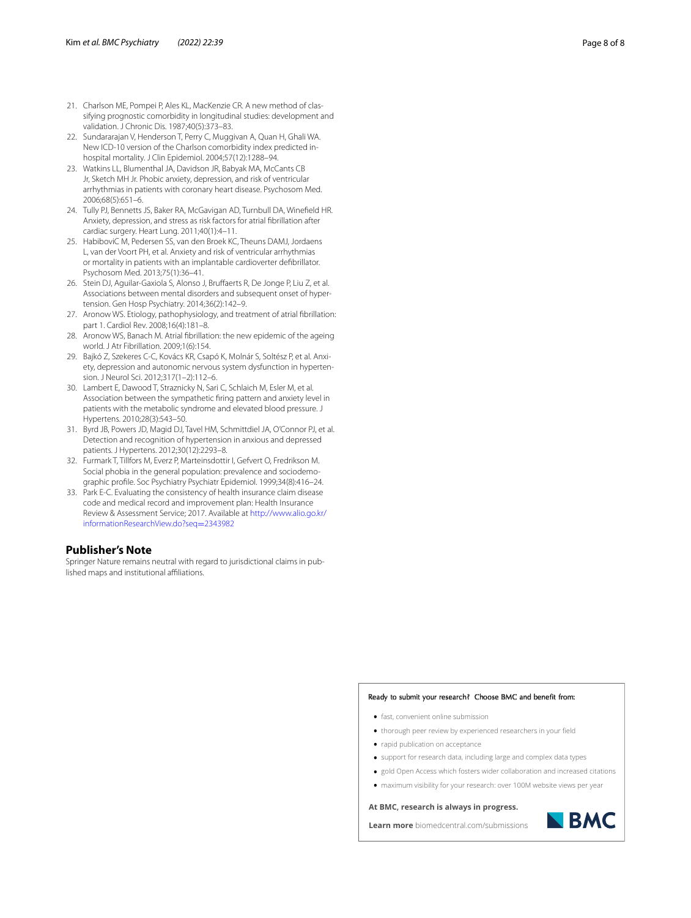21. Charlson ME, Pompei P, Ales KL, MacKenzie CR. A new method of classifying prognostic comorbidity in longitudinal studies: development and validation. J Chronic Dis. 1987;40(5):373–83.
22. Sundararajan V, Henderson T, Perry C, Muggivan A, Quan H, Ghali WA. New ICD-10 version of the Charlson comorbidity index predicted in-hospital mortality. J Clin Epidemiol. 2004;57(12):1288–94.
23. Watkins LL, Blumenthal JA, Davidson JR, Babyak MA, McCants CB Jr, Sketch MH Jr. Phobic anxiety, depression, and risk of ventricular arrhythmias in patients with coronary heart disease. Psychosom Med. 2006;68(5):651–6.
24. Tully PJ, Bennetts JS, Baker RA, McGavigan AD, Turnbull DA, Winefield HR. Anxiety, depression, and stress as risk factors for atrial fibrillation after cardiac surgery. Heart Lung. 2011;40(1):4–11.
25. HabiboviC M, Pedersen SS, van den Broek KC, Theuns DAMJ, Jordaens L, van der Voort PH, et al. Anxiety and risk of ventricular arrhythmias or mortality in patients with an implantable cardioverter defibrillator. Psychosom Med. 2013;75(1):36–41.
26. Stein DJ, Aguilar-Gaxiola S, Alonso J, Bruffaerts R, De Jonge P, Liu Z, et al. Associations between mental disorders and subsequent onset of hypertension. Gen Hosp Psychiatry. 2014;36(2):142–9.
27. Aronow WS. Etiology, pathophysiology, and treatment of atrial fibrillation: part 1. Cardiol Rev. 2008;16(4):181–8.
28. Aronow WS, Banach M. Atrial fibrillation: the new epidemic of the ageing world. J Atr Fibrillation. 2009;1(6):154.
29. Bajkó Z, Szekeres C-C, Kovács KR, Csapó K, Molnár S, Soltész P, et al. Anxiety, depression and autonomic nervous system dysfunction in hypertension. J Neurol Sci. 2012;317(1–2):112–6.
30. Lambert E, Dawood T, Straznicky N, Sari C, Schlaich M, Esler M, et al. Association between the sympathetic firing pattern and anxiety level in patients with the metabolic syndrome and elevated blood pressure. J Hypertens. 2010;28(3):543–50.
31. Byrd JB, Powers JD, Magid DJ, Tavel HM, Schmittdiel JA, O'Connor PJ, et al. Detection and recognition of hypertension in anxious and depressed patients. J Hypertens. 2012;30(12):2293–8.
32. Furmark T, Tillfors M, Everz P, Marteinsdottir I, Gefvert O, Fredrikson M. Social phobia in the general population: prevalence and sociodemographic profile. Soc Psychiatry Psychiatr Epidemiol. 1999;34(8):416–24.
33. Park E-C. Evaluating the consistency of health insurance claim disease code and medical record and improvement plan: Health Insurance Review & Assessment Service; 2017. Available at http://www.alio.go.kr/informationResearchView.do?seq=2343982

## Publisher's Note

Springer Nature remains neutral with regard to jurisdictional claims in published maps and institutional affiliations.

Ready to submit your research? Choose BMC and benefit from:

- fast, convenient online submission
- thorough peer review by experienced researchers in your field
- rapid publication on acceptance
- support for research data, including large and complex data types
- gold Open Access which fosters wider collaboration and increased citations
- maximum visibility for your research: over 100M website views per year

**At BMC, research is always in progress.**

**Learn more** biomedcentral.com/submissions

BMC